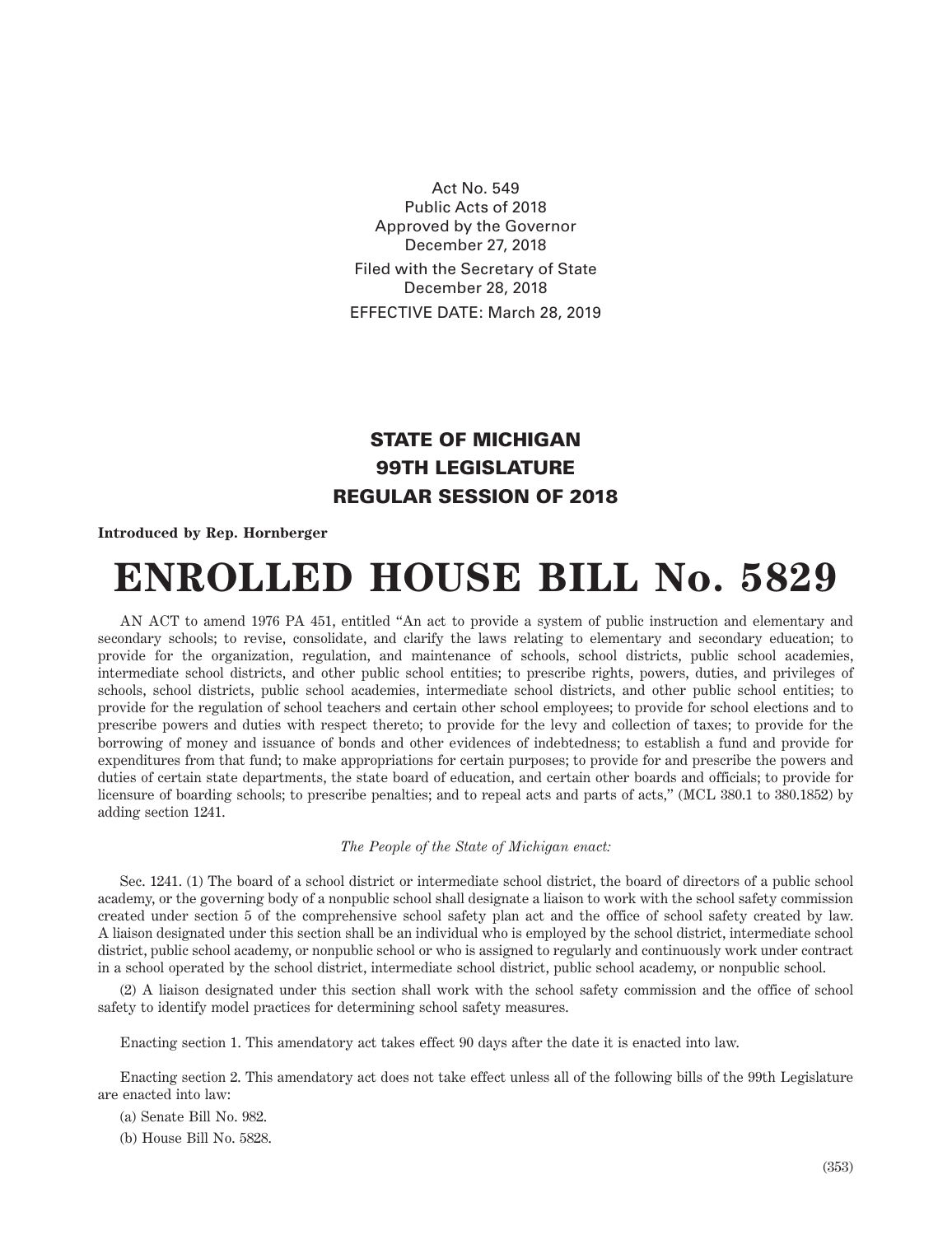Act No. 549
Public Acts of 2018
Approved by the Governor
December 27, 2018

Filed with the Secretary of State
December 28, 2018

EFFECTIVE DATE: March 28, 2019

## STATE OF MICHIGAN
## 99TH LEGISLATURE
## REGULAR SESSION OF 2018

**Introduced by Rep. Hornberger**

# ENROLLED HOUSE BILL No. 5829

AN ACT to amend 1976 PA 451, entitled "An act to provide a system of public instruction and elementary and secondary schools; to revise, consolidate, and clarify the laws relating to elementary and secondary education; to provide for the organization, regulation, and maintenance of schools, school districts, public school academies, intermediate school districts, and other public school entities; to prescribe rights, powers, duties, and privileges of schools, school districts, public school academies, intermediate school districts, and other public school entities; to provide for the regulation of school teachers and certain other school employees; to provide for school elections and to prescribe powers and duties with respect thereto; to provide for the levy and collection of taxes; to provide for the borrowing of money and issuance of bonds and other evidences of indebtedness; to establish a fund and provide for expenditures from that fund; to make appropriations for certain purposes; to provide for and prescribe the powers and duties of certain state departments, the state board of education, and certain other boards and officials; to provide for licensure of boarding schools; to prescribe penalties; and to repeal acts and parts of acts," (MCL 380.1 to 380.1852) by adding section 1241.

*The People of the State of Michigan enact:*

Sec. 1241. (1) The board of a school district or intermediate school district, the board of directors of a public school academy, or the governing body of a nonpublic school shall designate a liaison to work with the school safety commission created under section 5 of the comprehensive school safety plan act and the office of school safety created by law. A liaison designated under this section shall be an individual who is employed by the school district, intermediate school district, public school academy, or nonpublic school or who is assigned to regularly and continuously work under contract in a school operated by the school district, intermediate school district, public school academy, or nonpublic school.

(2) A liaison designated under this section shall work with the school safety commission and the office of school safety to identify model practices for determining school safety measures.

Enacting section 1. This amendatory act takes effect 90 days after the date it is enacted into law.

Enacting section 2. This amendatory act does not take effect unless all of the following bills of the 99th Legislature are enacted into law:

(a) Senate Bill No. 982.

(b) House Bill No. 5828.

(353)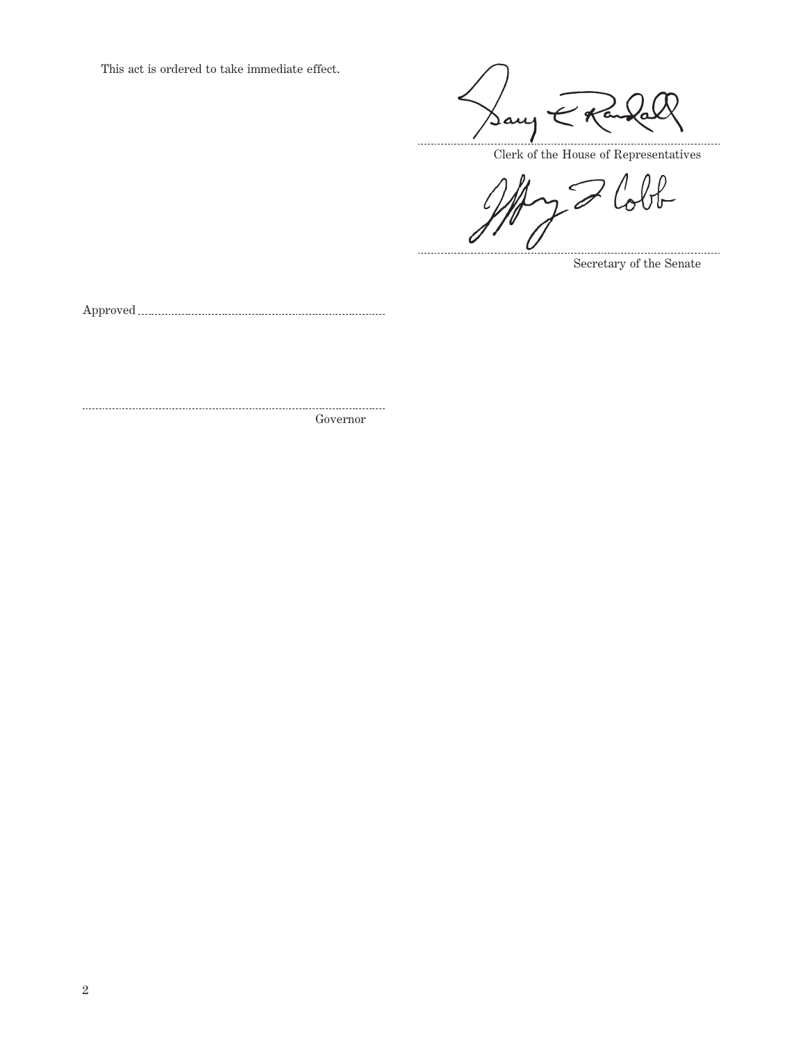This act is ordered to take immediate effect.

Clerk of the House of Representatives

Secretary of the Senate

Approved

Governor